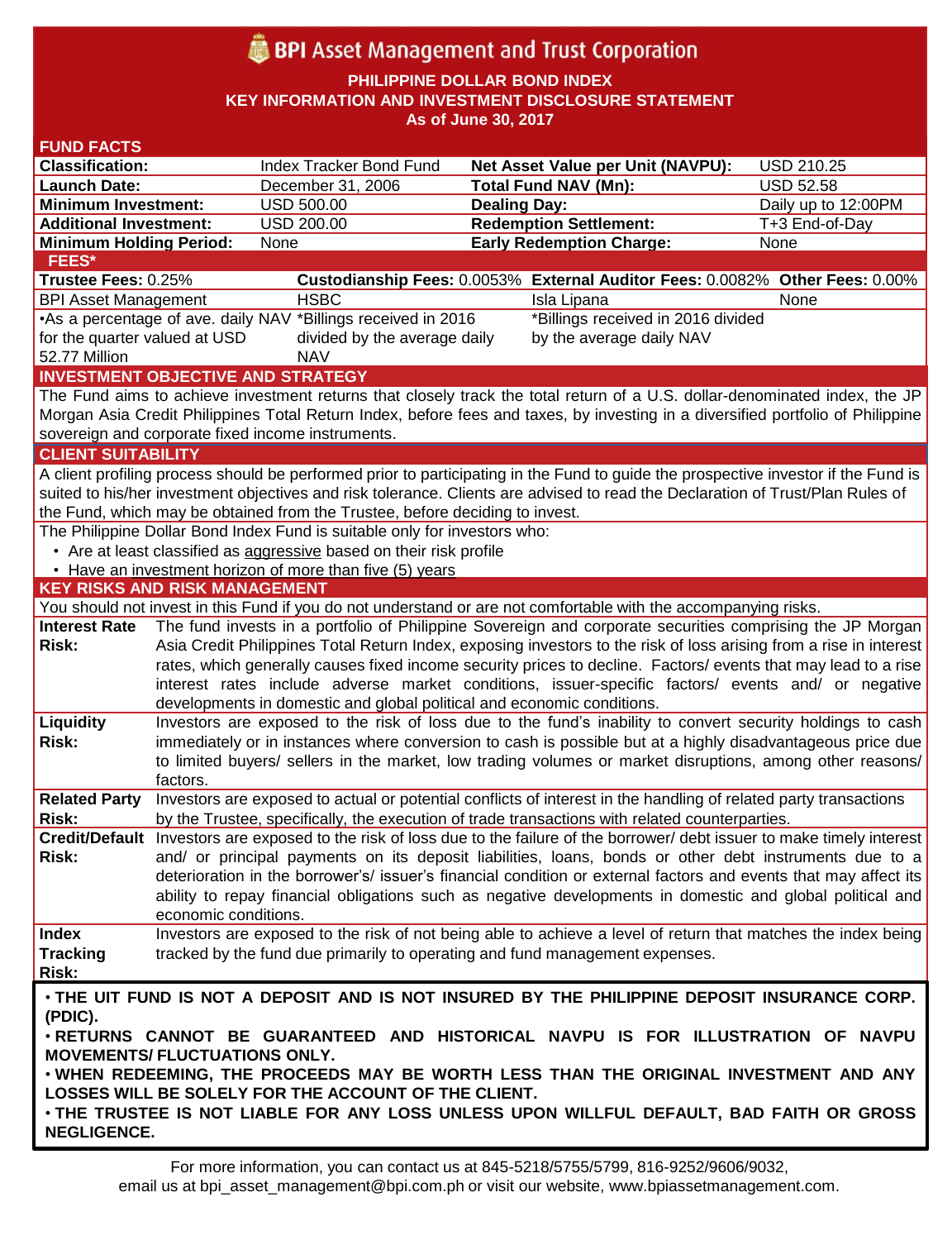# BPI Asset Management and Trust Corporation

**PHILIPPINE DOLLAR BOND INDEX**
**KEY INFORMATION AND INVESTMENT DISCLOSURE STATEMENT**
**As of June 30, 2017**

## FUND FACTS

| | | | |
|---|---|---|---|
| **Classification:** | Index Tracker Bond Fund | **Net Asset Value per Unit (NAVPU):** | USD 210.25 |
| **Launch Date:** | December 31, 2006 | **Total Fund NAV (Mn):** | USD 52.58 |
| **Minimum Investment:** | USD 500.00 | **Dealing Day:** | Daily up to 12:00PM |
| **Additional Investment:** | USD 200.00 | **Redemption Settlement:** | T+3 End-of-Day |
| **Minimum Holding Period:** | None | **Early Redemption Charge:** | None |

## FEES*

| **Trustee Fees:** 0.25% | **Custodianship Fees:** 0.0053% | **External Auditor Fees:** 0.0082% | **Other Fees:** 0.00% |
|---|---|---|---|
| BPI Asset Management | HSBC | Isla Lipana | None |
| •As a percentage of ave. daily NAV for the quarter valued at USD 52.77 Million | *Billings received in 2016 divided by the average daily NAV | *Billings received in 2016 divided by the average daily NAV | |

## INVESTMENT OBJECTIVE AND STRATEGY

The Fund aims to achieve investment returns that closely track the total return of a U.S. dollar-denominated index, the JP Morgan Asia Credit Philippines Total Return Index, before fees and taxes, by investing in a diversified portfolio of Philippine sovereign and corporate fixed income instruments.

## CLIENT SUITABILITY

A client profiling process should be performed prior to participating in the Fund to guide the prospective investor if the Fund is suited to his/her investment objectives and risk tolerance. Clients are advised to read the Declaration of Trust/Plan Rules of the Fund, which may be obtained from the Trustee, before deciding to invest.

The Philippine Dollar Bond Index Fund is suitable only for investors who:

- Are at least classified as aggressive based on their risk profile
- Have an investment horizon of more than five (5) years

## KEY RISKS AND RISK MANAGEMENT

You should not invest in this Fund if you do not understand or are not comfortable with the accompanying risks.

| | |
|---|---|
| **Interest Rate Risk:** | The fund invests in a portfolio of Philippine Sovereign and corporate securities comprising the JP Morgan Asia Credit Philippines Total Return Index, exposing investors to the risk of loss arising from a rise in interest rates, which generally causes fixed income security prices to decline. Factors/ events that may lead to a rise interest rates include adverse market conditions, issuer-specific factors/ events and/ or negative developments in domestic and global political and economic conditions. |
| **Liquidity Risk:** | Investors are exposed to the risk of loss due to the fund's inability to convert security holdings to cash immediately or in instances where conversion to cash is possible but at a highly disadvantageous price due to limited buyers/ sellers in the market, low trading volumes or market disruptions, among other reasons/ factors. |
| **Related Party Risk:** | Investors are exposed to actual or potential conflicts of interest in the handling of related party transactions by the Trustee, specifically, the execution of trade transactions with related counterparties. |
| **Credit/Default Risk:** | Investors are exposed to the risk of loss due to the failure of the borrower/ debt issuer to make timely interest and/ or principal payments on its deposit liabilities, loans, bonds or other debt instruments due to a deterioration in the borrower's/ issuer's financial condition or external factors and events that may affect its ability to repay financial obligations such as negative developments in domestic and global political and economic conditions. |
| **Index Tracking Risk:** | Investors are exposed to the risk of not being able to achieve a level of return that matches the index being tracked by the fund due primarily to operating and fund management expenses. |

- **THE UIT FUND IS NOT A DEPOSIT AND IS NOT INSURED BY THE PHILIPPINE DEPOSIT INSURANCE CORP. (PDIC).**
- **RETURNS CANNOT BE GUARANTEED AND HISTORICAL NAVPU IS FOR ILLUSTRATION OF NAVPU MOVEMENTS/ FLUCTUATIONS ONLY.**
- **WHEN REDEEMING, THE PROCEEDS MAY BE WORTH LESS THAN THE ORIGINAL INVESTMENT AND ANY LOSSES WILL BE SOLELY FOR THE ACCOUNT OF THE CLIENT.**
- **THE TRUSTEE IS NOT LIABLE FOR ANY LOSS UNLESS UPON WILLFUL DEFAULT, BAD FAITH OR GROSS NEGLIGENCE.**

For more information, you can contact us at 845-5218/5755/5799, 816-9252/9606/9032, email us at bpi_asset_management@bpi.com.ph or visit our website, www.bpiassetmanagement.com.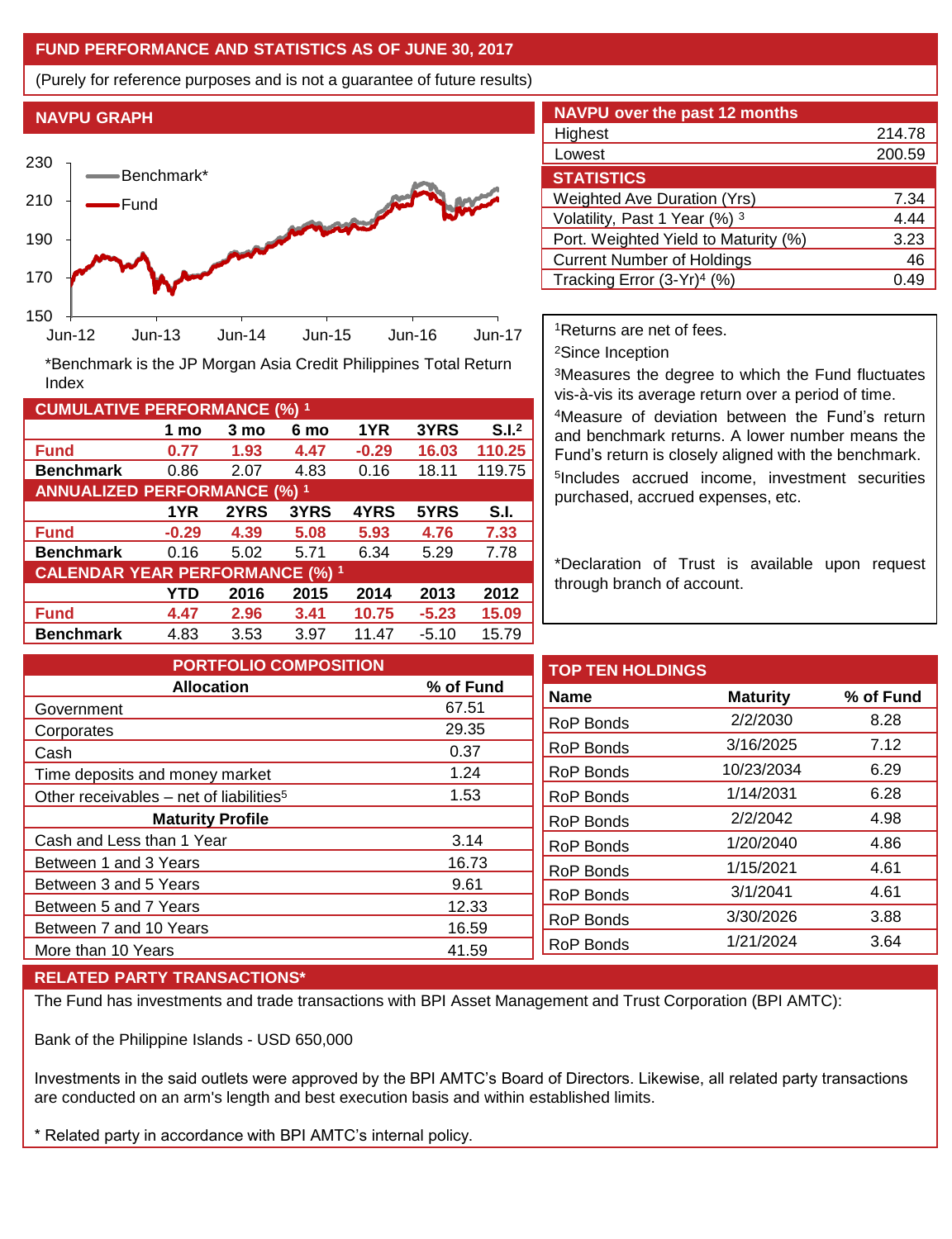## FUND PERFORMANCE AND STATISTICS AS OF JUNE 30, 2017

(Purely for reference purposes and is not a guarantee of future results)

### NAVPU GRAPH

*Benchmark is the JP Morgan Asia Credit Philippines Total Return Index

### NAVPU over the past 12 months

| | |
|---|---|
| Highest | 214.78 |
| Lowest | 200.59 |

### STATISTICS

| | |
|---|---|
| Weighted Ave Duration (Yrs) | 7.34 |
| Volatility, Past 1 Year (%) [3] | 4.44 |
| Port. Weighted Yield to Maturity (%) | 3.23 |
| Current Number of Holdings | 46 |
| Tracking Error (3-Yr)[4] (%) | 0.49 |

### CUMULATIVE PERFORMANCE (%) [1]

| | 1 mo | 3 mo | 6 mo | 1YR | 3YRS | S.I.[2] |
|---|---|---|---|---|---|---|
| **Fund** | **0.77** | **1.93** | **4.47** | **-0.29** | **16.03** | **110.25** |
| **Benchmark** | 0.86 | 2.07 | 4.83 | 0.16 | 18.11 | 119.75 |

### ANNUALIZED PERFORMANCE (%) [1]

| | 1YR | 2YRS | 3YRS | 4YRS | 5YRS | S.I. |
|---|---|---|---|---|---|---|
| **Fund** | **-0.29** | **4.39** | **5.08** | **5.93** | **4.76** | **7.33** |
| **Benchmark** | 0.16 | 5.02 | 5.71 | 6.34 | 5.29 | 7.78 |

### CALENDAR YEAR PERFORMANCE (%) [1]

| | YTD | 2016 | 2015 | 2014 | 2013 | 2012 |
|---|---|---|---|---|---|---|
| **Fund** | **4.47** | **2.96** | **3.41** | **10.75** | **-5.23** | **15.09** |
| **Benchmark** | 4.83 | 3.53 | 3.97 | 11.47 | -5.10 | 15.79 |

[1]Returns are net of fees.

[2]Since Inception

[3]Measures the degree to which the Fund fluctuates vis-à-vis its average return over a period of time.

[4]Measure of deviation between the Fund's return and benchmark returns. A lower number means the Fund's return is closely aligned with the benchmark.

[5]Includes accrued income, investment securities purchased, accrued expenses, etc.

*Declaration of Trust is available upon request through branch of account.

### PORTFOLIO COMPOSITION

| Allocation | % of Fund |
|---|---|
| Government | 67.51 |
| Corporates | 29.35 |
| Cash | 0.37 |
| Time deposits and money market | 1.24 |
| Other receivables – net of liabilities[5] | 1.53 |
| **Maturity Profile** | |
| Cash and Less than 1 Year | 3.14 |
| Between 1 and 3 Years | 16.73 |
| Between 3 and 5 Years | 9.61 |
| Between 5 and 7 Years | 12.33 |
| Between 7 and 10 Years | 16.59 |
| More than 10 Years | 41.59 |

### TOP TEN HOLDINGS

| Name | Maturity | % of Fund |
|---|---|---|
| RoP Bonds | 2/2/2030 | 8.28 |
| RoP Bonds | 3/16/2025 | 7.12 |
| RoP Bonds | 10/23/2034 | 6.29 |
| RoP Bonds | 1/14/2031 | 6.28 |
| RoP Bonds | 2/2/2042 | 4.98 |
| RoP Bonds | 1/20/2040 | 4.86 |
| RoP Bonds | 1/15/2021 | 4.61 |
| RoP Bonds | 3/1/2041 | 4.61 |
| RoP Bonds | 3/30/2026 | 3.88 |
| RoP Bonds | 1/21/2024 | 3.64 |

### RELATED PARTY TRANSACTIONS*

The Fund has investments and trade transactions with BPI Asset Management and Trust Corporation (BPI AMTC):

Bank of the Philippine Islands - USD 650,000

Investments in the said outlets were approved by the BPI AMTC's Board of Directors. Likewise, all related party transactions are conducted on an arm's length and best execution basis and within established limits.

* Related party in accordance with BPI AMTC's internal policy.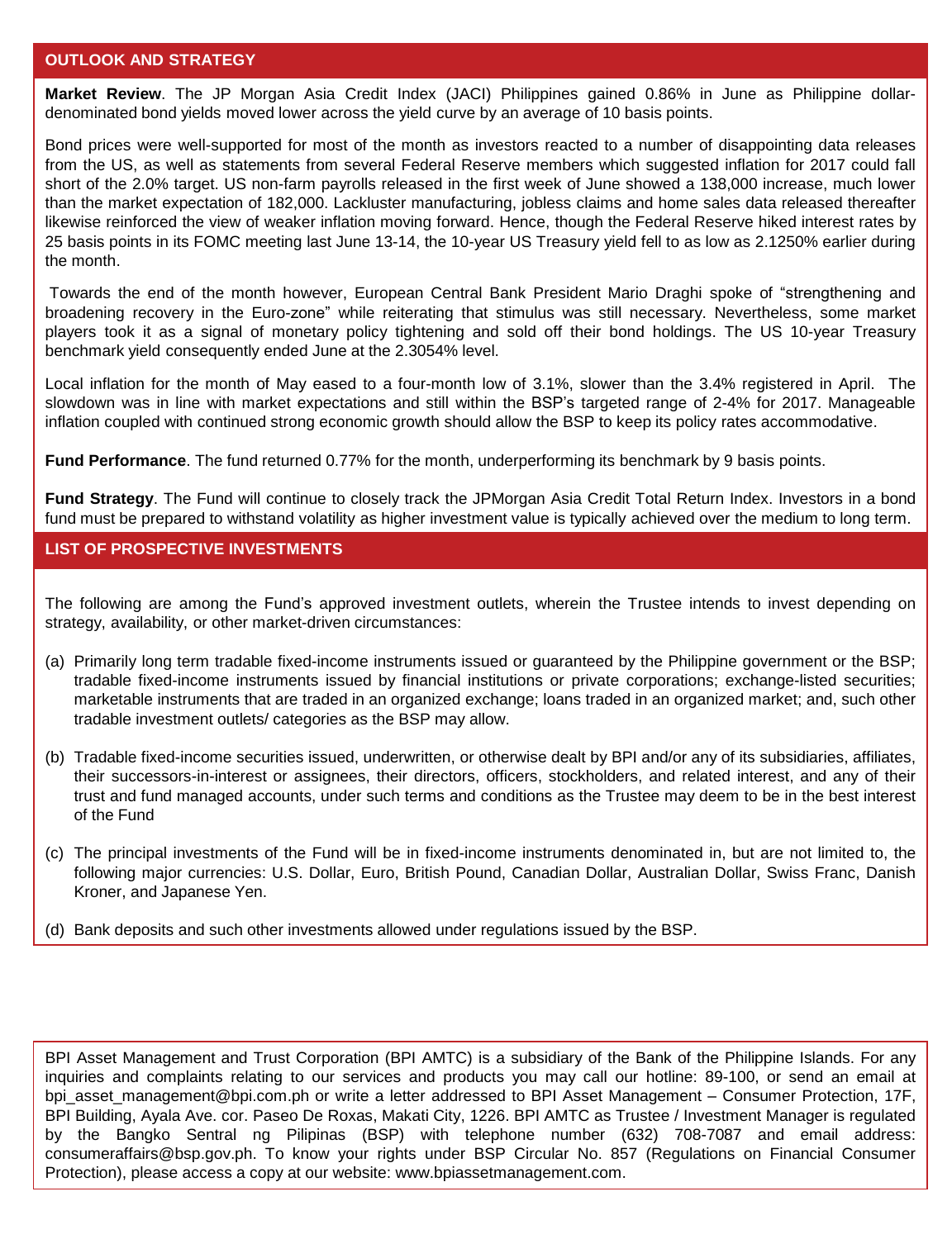## OUTLOOK AND STRATEGY

**Market Review**. The JP Morgan Asia Credit Index (JACI) Philippines gained 0.86% in June as Philippine dollar-denominated bond yields moved lower across the yield curve by an average of 10 basis points.

Bond prices were well-supported for most of the month as investors reacted to a number of disappointing data releases from the US, as well as statements from several Federal Reserve members which suggested inflation for 2017 could fall short of the 2.0% target. US non-farm payrolls released in the first week of June showed a 138,000 increase, much lower than the market expectation of 182,000. Lackluster manufacturing, jobless claims and home sales data released thereafter likewise reinforced the view of weaker inflation moving forward. Hence, though the Federal Reserve hiked interest rates by 25 basis points in its FOMC meeting last June 13-14, the 10-year US Treasury yield fell to as low as 2.1250% earlier during the month.

Towards the end of the month however, European Central Bank President Mario Draghi spoke of "strengthening and broadening recovery in the Euro-zone" while reiterating that stimulus was still necessary. Nevertheless, some market players took it as a signal of monetary policy tightening and sold off their bond holdings. The US 10-year Treasury benchmark yield consequently ended June at the 2.3054% level.

Local inflation for the month of May eased to a four-month low of 3.1%, slower than the 3.4% registered in April. The slowdown was in line with market expectations and still within the BSP's targeted range of 2-4% for 2017. Manageable inflation coupled with continued strong economic growth should allow the BSP to keep its policy rates accommodative.

**Fund Performance**. The fund returned 0.77% for the month, underperforming its benchmark by 9 basis points.

**Fund Strategy**. The Fund will continue to closely track the JPMorgan Asia Credit Total Return Index. Investors in a bond fund must be prepared to withstand volatility as higher investment value is typically achieved over the medium to long term.

## LIST OF PROSPECTIVE INVESTMENTS

The following are among the Fund's approved investment outlets, wherein the Trustee intends to invest depending on strategy, availability, or other market-driven circumstances:

(a) Primarily long term tradable fixed-income instruments issued or guaranteed by the Philippine government or the BSP; tradable fixed-income instruments issued by financial institutions or private corporations; exchange-listed securities; marketable instruments that are traded in an organized exchange; loans traded in an organized market; and, such other tradable investment outlets/ categories as the BSP may allow.

(b) Tradable fixed-income securities issued, underwritten, or otherwise dealt by BPI and/or any of its subsidiaries, affiliates, their successors-in-interest or assignees, their directors, officers, stockholders, and related interest, and any of their trust and fund managed accounts, under such terms and conditions as the Trustee may deem to be in the best interest of the Fund

(c) The principal investments of the Fund will be in fixed-income instruments denominated in, but are not limited to, the following major currencies: U.S. Dollar, Euro, British Pound, Canadian Dollar, Australian Dollar, Swiss Franc, Danish Kroner, and Japanese Yen.

(d) Bank deposits and such other investments allowed under regulations issued by the BSP.

BPI Asset Management and Trust Corporation (BPI AMTC) is a subsidiary of the Bank of the Philippine Islands. For any inquiries and complaints relating to our services and products you may call our hotline: 89-100, or send an email at bpi_asset_management@bpi.com.ph or write a letter addressed to BPI Asset Management – Consumer Protection, 17F, BPI Building, Ayala Ave. cor. Paseo De Roxas, Makati City, 1226. BPI AMTC as Trustee / Investment Manager is regulated by the Bangko Sentral ng Pilipinas (BSP) with telephone number (632) 708-7087 and email address: consumeraffairs@bsp.gov.ph. To know your rights under BSP Circular No. 857 (Regulations on Financial Consumer Protection), please access a copy at our website: www.bpiassetmanagement.com.